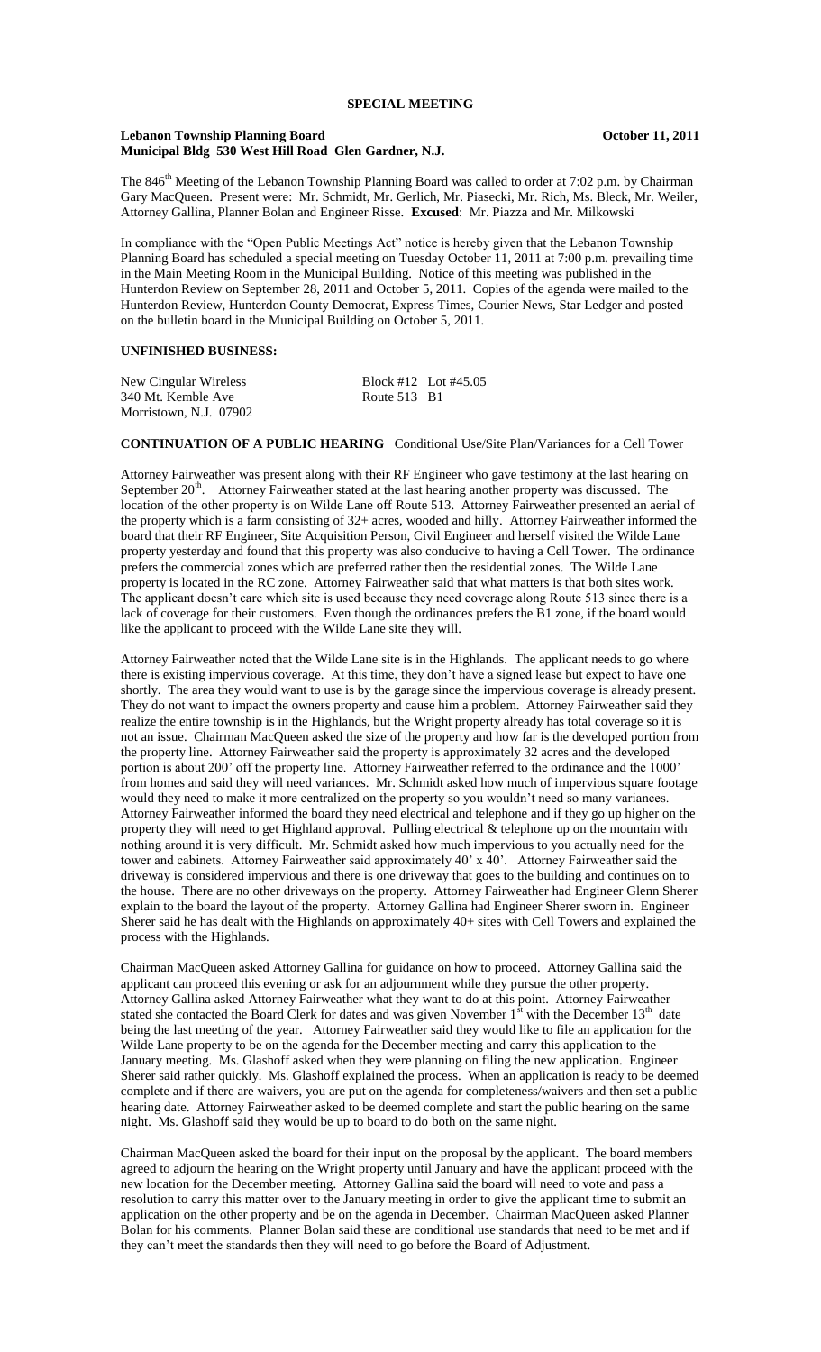# SPECIAL MEETING

**Lebanon Township Planning Board** **October 11, 2011**
**Municipal Bldg 530 West Hill Road Glen Gardner, N.J.**

The 846th Meeting of the Lebanon Township Planning Board was called to order at 7:02 p.m. by Chairman Gary MacQueen. Present were: Mr. Schmidt, Mr. Gerlich, Mr. Piasecki, Mr. Rich, Ms. Bleck, Mr. Weiler, Attorney Gallina, Planner Bolan and Engineer Risse. **Excused**: Mr. Piazza and Mr. Milkowski

In compliance with the "Open Public Meetings Act" notice is hereby given that the Lebanon Township Planning Board has scheduled a special meeting on Tuesday October 11, 2011 at 7:00 p.m. prevailing time in the Main Meeting Room in the Municipal Building. Notice of this meeting was published in the Hunterdon Review on September 28, 2011 and October 5, 2011. Copies of the agenda were mailed to the Hunterdon Review, Hunterdon County Democrat, Express Times, Courier News, Star Ledger and posted on the bulletin board in the Municipal Building on October 5, 2011.

## UNFINISHED BUSINESS:

New Cingular Wireless Block #12 Lot #45.05
340 Mt. Kemble Ave Route 513 B1
Morristown, N.J. 07902

**CONTINUATION OF A PUBLIC HEARING** Conditional Use/Site Plan/Variances for a Cell Tower

Attorney Fairweather was present along with their RF Engineer who gave testimony at the last hearing on September 20th. Attorney Fairweather stated at the last hearing another property was discussed. The location of the other property is on Wilde Lane off Route 513. Attorney Fairweather presented an aerial of the property which is a farm consisting of 32+ acres, wooded and hilly. Attorney Fairweather informed the board that their RF Engineer, Site Acquisition Person, Civil Engineer and herself visited the Wilde Lane property yesterday and found that this property was also conducive to having a Cell Tower. The ordinance prefers the commercial zones which are preferred rather then the residential zones. The Wilde Lane property is located in the RC zone. Attorney Fairweather said that what matters is that both sites work. The applicant doesn't care which site is used because they need coverage along Route 513 since there is a lack of coverage for their customers. Even though the ordinances prefers the B1 zone, if the board would like the applicant to proceed with the Wilde Lane site they will.

Attorney Fairweather noted that the Wilde Lane site is in the Highlands. The applicant needs to go where there is existing impervious coverage. At this time, they don't have a signed lease but expect to have one shortly. The area they would want to use is by the garage since the impervious coverage is already present. They do not want to impact the owners property and cause him a problem. Attorney Fairweather said they realize the entire township is in the Highlands, but the Wright property already has total coverage so it is not an issue. Chairman MacQueen asked the size of the property and how far is the developed portion from the property line. Attorney Fairweather said the property is approximately 32 acres and the developed portion is about 200' off the property line. Attorney Fairweather referred to the ordinance and the 1000' from homes and said they will need variances. Mr. Schmidt asked how much of impervious square footage would they need to make it more centralized on the property so you wouldn't need so many variances. Attorney Fairweather informed the board they need electrical and telephone and if they go up higher on the property they will need to get Highland approval. Pulling electrical & telephone up on the mountain with nothing around it is very difficult. Mr. Schmidt asked how much impervious to you actually need for the tower and cabinets. Attorney Fairweather said approximately 40' x 40'. Attorney Fairweather said the driveway is considered impervious and there is one driveway that goes to the building and continues on to the house. There are no other driveways on the property. Attorney Fairweather had Engineer Glenn Sherer explain to the board the layout of the property. Attorney Gallina had Engineer Sherer sworn in. Engineer Sherer said he has dealt with the Highlands on approximately 40+ sites with Cell Towers and explained the process with the Highlands.

Chairman MacQueen asked Attorney Gallina for guidance on how to proceed. Attorney Gallina said the applicant can proceed this evening or ask for an adjournment while they pursue the other property. Attorney Gallina asked Attorney Fairweather what they want to do at this point. Attorney Fairweather stated she contacted the Board Clerk for dates and was given November 1st with the December 13th date being the last meeting of the year. Attorney Fairweather said they would like to file an application for the Wilde Lane property to be on the agenda for the December meeting and carry this application to the January meeting. Ms. Glashoff asked when they were planning on filing the new application. Engineer Sherer said rather quickly. Ms. Glashoff explained the process. When an application is ready to be deemed complete and if there are waivers, you are put on the agenda for completeness/waivers and then set a public hearing date. Attorney Fairweather asked to be deemed complete and start the public hearing on the same night. Ms. Glashoff said they would be up to board to do both on the same night.

Chairman MacQueen asked the board for their input on the proposal by the applicant. The board members agreed to adjourn the hearing on the Wright property until January and have the applicant proceed with the new location for the December meeting. Attorney Gallina said the board will need to vote and pass a resolution to carry this matter over to the January meeting in order to give the applicant time to submit an application on the other property and be on the agenda in December. Chairman MacQueen asked Planner Bolan for his comments. Planner Bolan said these are conditional use standards that need to be met and if they can't meet the standards then they will need to go before the Board of Adjustment.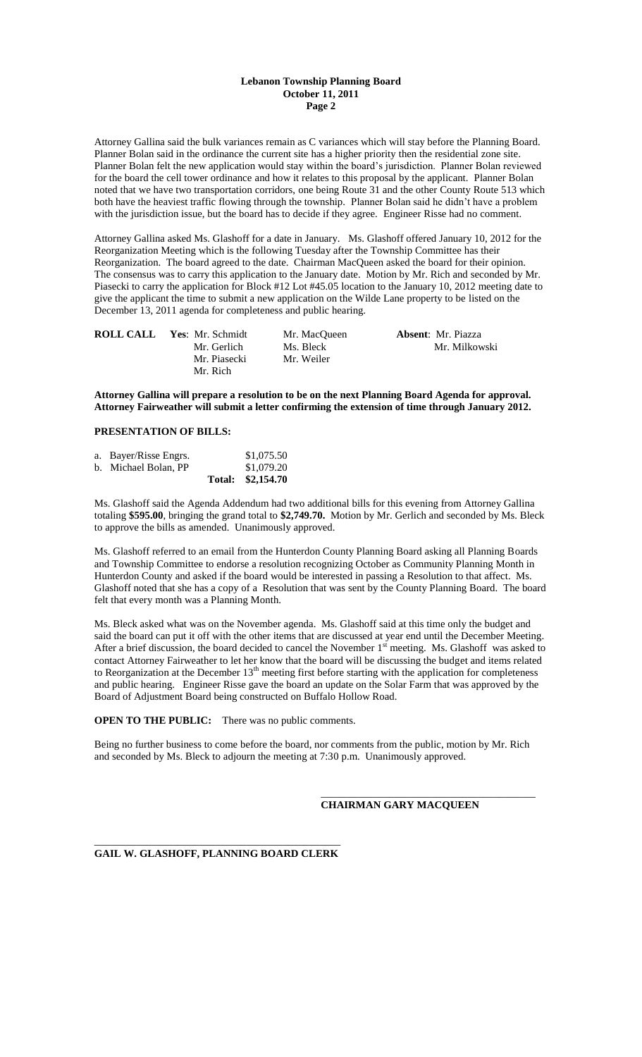Attorney Gallina said the bulk variances remain as C variances which will stay before the Planning Board. Planner Bolan said in the ordinance the current site has a higher priority then the residential zone site. Planner Bolan felt the new application would stay within the board's jurisdiction. Planner Bolan reviewed for the board the cell tower ordinance and how it relates to this proposal by the applicant. Planner Bolan noted that we have two transportation corridors, one being Route 31 and the other County Route 513 which both have the heaviest traffic flowing through the township. Planner Bolan said he didn't have a problem with the jurisdiction issue, but the board has to decide if they agree. Engineer Risse had no comment.

Attorney Gallina asked Ms. Glashoff for a date in January. Ms. Glashoff offered January 10, 2012 for the Reorganization Meeting which is the following Tuesday after the Township Committee has their Reorganization. The board agreed to the date. Chairman MacQueen asked the board for their opinion. The consensus was to carry this application to the January date. Motion by Mr. Rich and seconded by Mr. Piasecki to carry the application for Block #12 Lot #45.05 location to the January 10, 2012 meeting date to give the applicant the time to submit a new application on the Wilde Lane property to be listed on the December 13, 2011 agenda for completeness and public hearing.

| | | | |
|---|---|---|---|
| **ROLL CALL** **Yes**: Mr. Schmidt | Mr. MacQueen | **Absent**: Mr. Piazza | |
| Mr. Gerlich | Ms. Bleck | Mr. Milkowski | |
| Mr. Piasecki | Mr. Weiler | | |
| Mr. Rich | | | |

**Attorney Gallina will prepare a resolution to be on the next Planning Board Agenda for approval. Attorney Fairweather will submit a letter confirming the extension of time through January 2012.**

**PRESENTATION OF BILLS:**

| | | |
|---|---|---|
| a. Bayer/Risse Engrs. | | \$1,075.50 |
| b. Michael Bolan, PP | | \$1,079.20 |
| | **Total:** | **\$2,154.70** |

Ms. Glashoff said the Agenda Addendum had two additional bills for this evening from Attorney Gallina totaling **\$595.00**, bringing the grand total to **\$2,749.70.** Motion by Mr. Gerlich and seconded by Ms. Bleck to approve the bills as amended. Unanimously approved.

Ms. Glashoff referred to an email from the Hunterdon County Planning Board asking all Planning Boards and Township Committee to endorse a resolution recognizing October as Community Planning Month in Hunterdon County and asked if the board would be interested in passing a Resolution to that affect. Ms. Glashoff noted that she has a copy of a Resolution that was sent by the County Planning Board. The board felt that every month was a Planning Month.

Ms. Bleck asked what was on the November agenda. Ms. Glashoff said at this time only the budget and said the board can put it off with the other items that are discussed at year end until the December Meeting. After a brief discussion, the board decided to cancel the November 1st meeting. Ms. Glashoff was asked to contact Attorney Fairweather to let her know that the board will be discussing the budget and items related to Reorganization at the December 13th meeting first before starting with the application for completeness and public hearing. Engineer Risse gave the board an update on the Solar Farm that was approved by the Board of Adjustment Board being constructed on Buffalo Hollow Road.

**OPEN TO THE PUBLIC:** There was no public comments.

Being no further business to come before the board, nor comments from the public, motion by Mr. Rich and seconded by Ms. Bleck to adjourn the meeting at 7:30 p.m. Unanimously approved.

______________________________________

**CHAIRMAN GARY MACQUEEN**

______________________________________

**GAIL W. GLASHOFF, PLANNING BOARD CLERK**